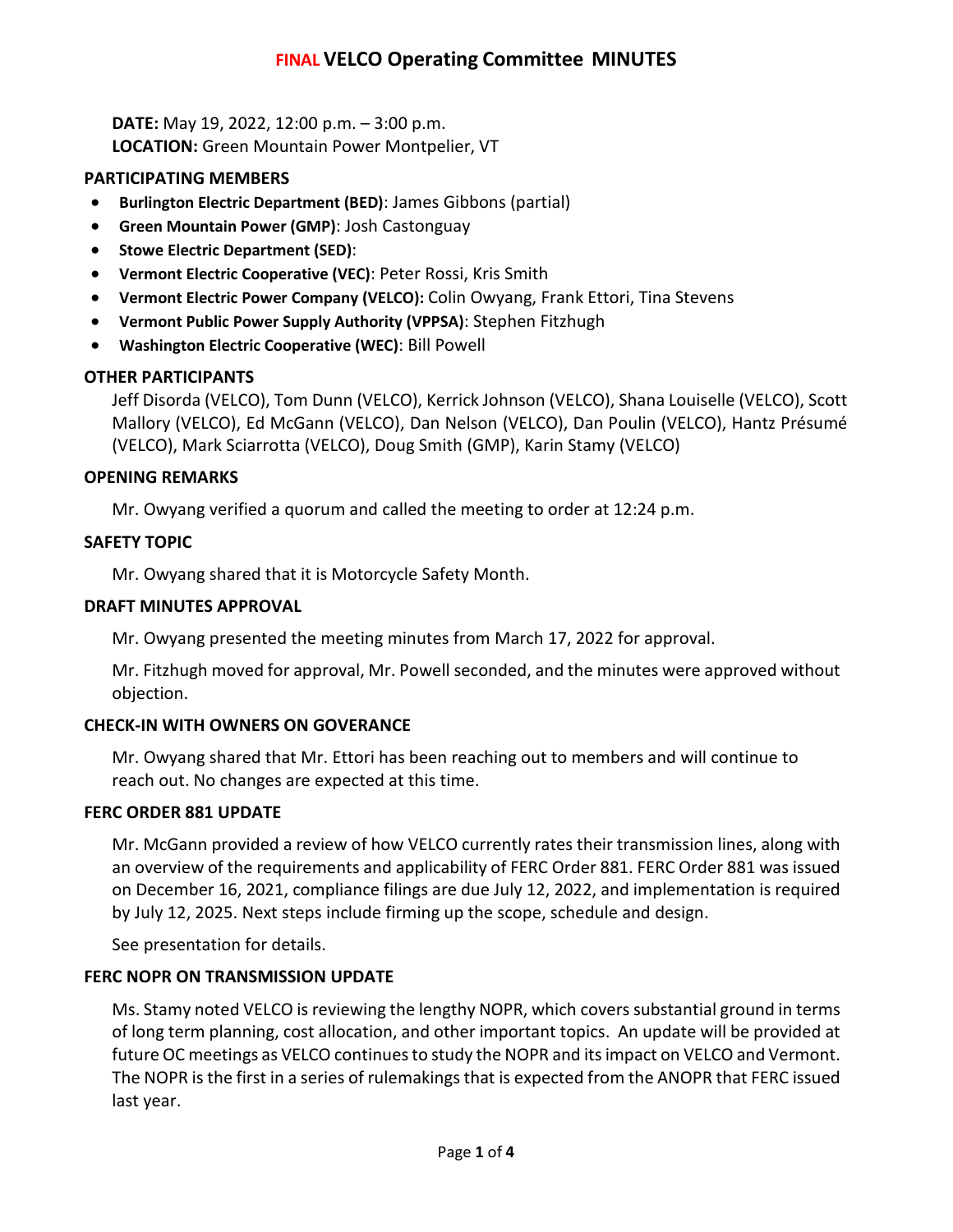# FINAL VELCO Operating Committee MINUTES

**DATE:** May 19, 2022, 12:00 p.m. – 3:00 p.m.
**LOCATION:** Green Mountain Power Montpelier, VT

## PARTICIPATING MEMBERS

- **Burlington Electric Department (BED)**: James Gibbons (partial)
- **Green Mountain Power (GMP)**: Josh Castonguay
- **Stowe Electric Department (SED)**:
- **Vermont Electric Cooperative (VEC)**: Peter Rossi, Kris Smith
- **Vermont Electric Power Company (VELCO):** Colin Owyang, Frank Ettori, Tina Stevens
- **Vermont Public Power Supply Authority (VPPSA)**: Stephen Fitzhugh
- **Washington Electric Cooperative (WEC)**: Bill Powell

## OTHER PARTICIPANTS

Jeff Disorda (VELCO), Tom Dunn (VELCO), Kerrick Johnson (VELCO), Shana Louiselle (VELCO), Scott Mallory (VELCO), Ed McGann (VELCO), Dan Nelson (VELCO), Dan Poulin (VELCO), Hantz Présumé (VELCO), Mark Sciarrotta (VELCO), Doug Smith (GMP), Karin Stamy (VELCO)

## OPENING REMARKS

Mr. Owyang verified a quorum and called the meeting to order at 12:24 p.m.

## SAFETY TOPIC

Mr. Owyang shared that it is Motorcycle Safety Month.

## DRAFT MINUTES APPROVAL

Mr. Owyang presented the meeting minutes from March 17, 2022 for approval.

Mr. Fitzhugh moved for approval, Mr. Powell seconded, and the minutes were approved without objection.

## CHECK-IN WITH OWNERS ON GOVERANCE

Mr. Owyang shared that Mr. Ettori has been reaching out to members and will continue to reach out. No changes are expected at this time.

## FERC ORDER 881 UPDATE

Mr. McGann provided a review of how VELCO currently rates their transmission lines, along with an overview of the requirements and applicability of FERC Order 881. FERC Order 881 was issued on December 16, 2021, compliance filings are due July 12, 2022, and implementation is required by July 12, 2025. Next steps include firming up the scope, schedule and design.

See presentation for details.

## FERC NOPR ON TRANSMISSION UPDATE

Ms. Stamy noted VELCO is reviewing the lengthy NOPR, which covers substantial ground in terms of long term planning, cost allocation, and other important topics. An update will be provided at future OC meetings as VELCO continues to study the NOPR and its impact on VELCO and Vermont. The NOPR is the first in a series of rulemakings that is expected from the ANOPR that FERC issued last year.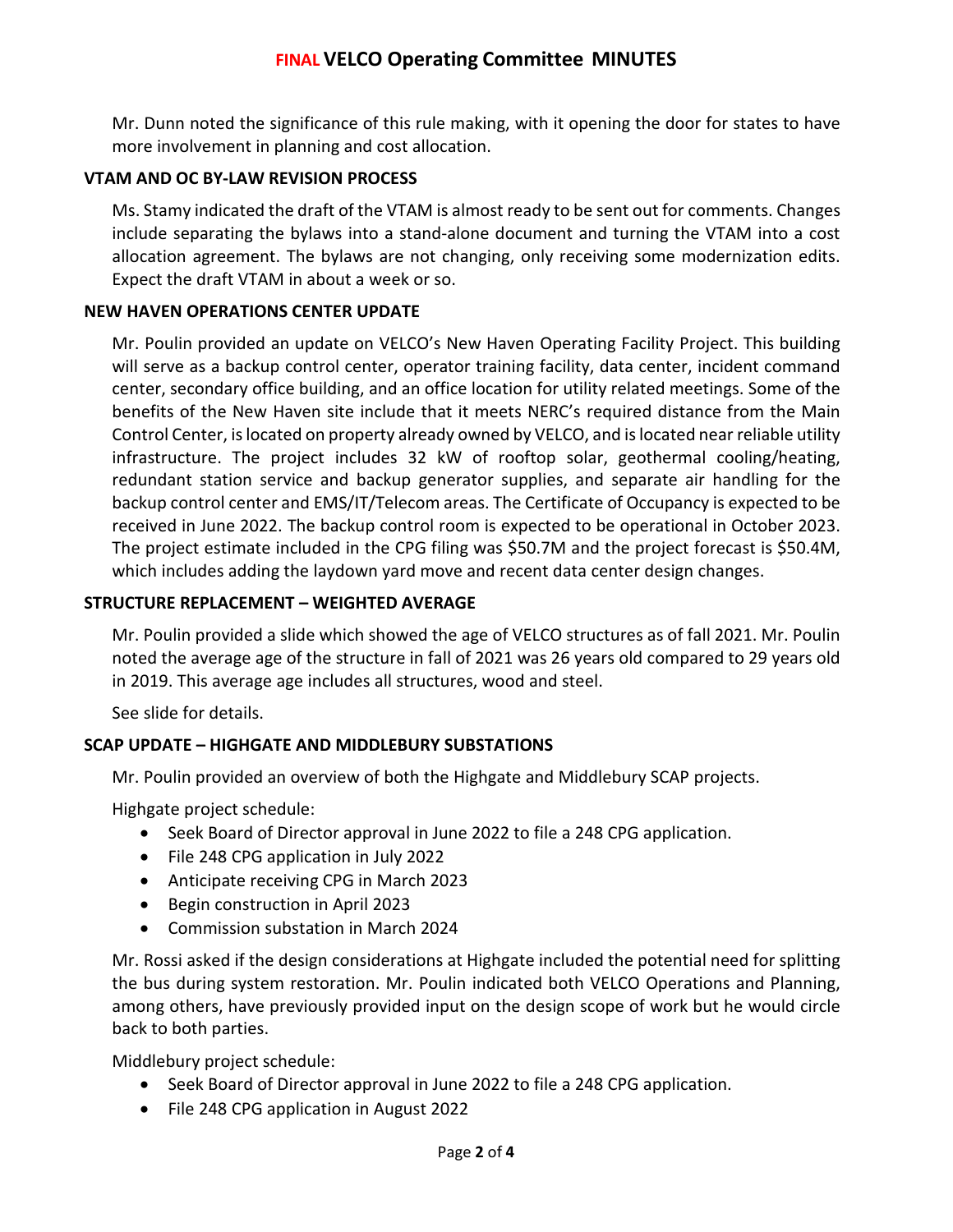Mr. Dunn noted the significance of this rule making, with it opening the door for states to have more involvement in planning and cost allocation.

**VTAM AND OC BY-LAW REVISION PROCESS**

Ms. Stamy indicated the draft of the VTAM is almost ready to be sent out for comments. Changes include separating the bylaws into a stand-alone document and turning the VTAM into a cost allocation agreement. The bylaws are not changing, only receiving some modernization edits. Expect the draft VTAM in about a week or so.

**NEW HAVEN OPERATIONS CENTER UPDATE**

Mr. Poulin provided an update on VELCO's New Haven Operating Facility Project. This building will serve as a backup control center, operator training facility, data center, incident command center, secondary office building, and an office location for utility related meetings. Some of the benefits of the New Haven site include that it meets NERC's required distance from the Main Control Center, is located on property already owned by VELCO, and is located near reliable utility infrastructure. The project includes 32 kW of rooftop solar, geothermal cooling/heating, redundant station service and backup generator supplies, and separate air handling for the backup control center and EMS/IT/Telecom areas. The Certificate of Occupancy is expected to be received in June 2022. The backup control room is expected to be operational in October 2023. The project estimate included in the CPG filing was $50.7M and the project forecast is $50.4M, which includes adding the laydown yard move and recent data center design changes.

**STRUCTURE REPLACEMENT – WEIGHTED AVERAGE**

Mr. Poulin provided a slide which showed the age of VELCO structures as of fall 2021. Mr. Poulin noted the average age of the structure in fall of 2021 was 26 years old compared to 29 years old in 2019. This average age includes all structures, wood and steel.

See slide for details.

**SCAP UPDATE – HIGHGATE AND MIDDLEBURY SUBSTATIONS**

Mr. Poulin provided an overview of both the Highgate and Middlebury SCAP projects.

Highgate project schedule:

- Seek Board of Director approval in June 2022 to file a 248 CPG application.
- File 248 CPG application in July 2022
- Anticipate receiving CPG in March 2023
- Begin construction in April 2023
- Commission substation in March 2024

Mr. Rossi asked if the design considerations at Highgate included the potential need for splitting the bus during system restoration. Mr. Poulin indicated both VELCO Operations and Planning, among others, have previously provided input on the design scope of work but he would circle back to both parties.

Middlebury project schedule:

- Seek Board of Director approval in June 2022 to file a 248 CPG application.
- File 248 CPG application in August 2022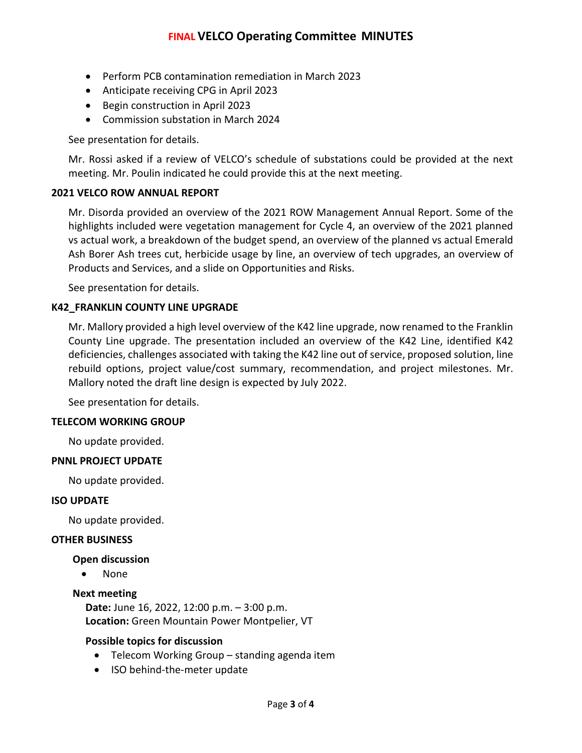- Perform PCB contamination remediation in March 2023
- Anticipate receiving CPG in April 2023
- Begin construction in April 2023
- Commission substation in March 2024

See presentation for details.

Mr. Rossi asked if a review of VELCO's schedule of substations could be provided at the next meeting. Mr. Poulin indicated he could provide this at the next meeting.

### 2021 VELCO ROW ANNUAL REPORT

Mr. Disorda provided an overview of the 2021 ROW Management Annual Report. Some of the highlights included were vegetation management for Cycle 4, an overview of the 2021 planned vs actual work, a breakdown of the budget spend, an overview of the planned vs actual Emerald Ash Borer Ash trees cut, herbicide usage by line, an overview of tech upgrades, an overview of Products and Services, and a slide on Opportunities and Risks.

See presentation for details.

### K42_FRANKLIN COUNTY LINE UPGRADE

Mr. Mallory provided a high level overview of the K42 line upgrade, now renamed to the Franklin County Line upgrade. The presentation included an overview of the K42 Line, identified K42 deficiencies, challenges associated with taking the K42 line out of service, proposed solution, line rebuild options, project value/cost summary, recommendation, and project milestones. Mr. Mallory noted the draft line design is expected by July 2022.

See presentation for details.

### TELECOM WORKING GROUP

No update provided.

### PNNL PROJECT UPDATE

No update provided.

### ISO UPDATE

No update provided.

### OTHER BUSINESS

#### Open discussion

- None

#### Next meeting

**Date:** June 16, 2022, 12:00 p.m. – 3:00 p.m.
**Location:** Green Mountain Power Montpelier, VT

**Possible topics for discussion**

- Telecom Working Group – standing agenda item
- ISO behind-the-meter update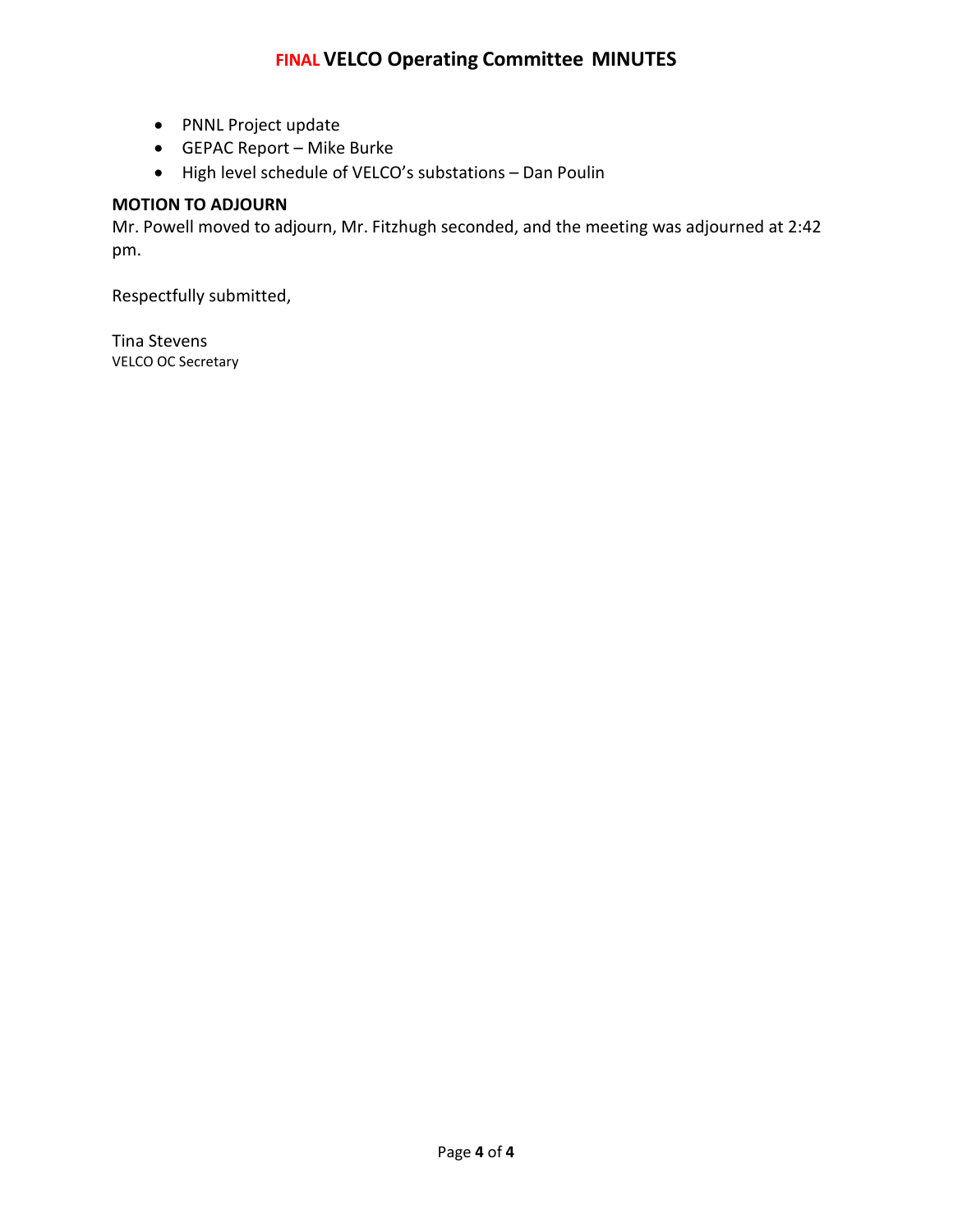- PNNL Project update
- GEPAC Report – Mike Burke
- High level schedule of VELCO's substations – Dan Poulin

**MOTION TO ADJOURN**

Mr. Powell moved to adjourn, Mr. Fitzhugh seconded, and the meeting was adjourned at 2:42 pm.

Respectfully submitted,

Tina Stevens
VELCO OC Secretary